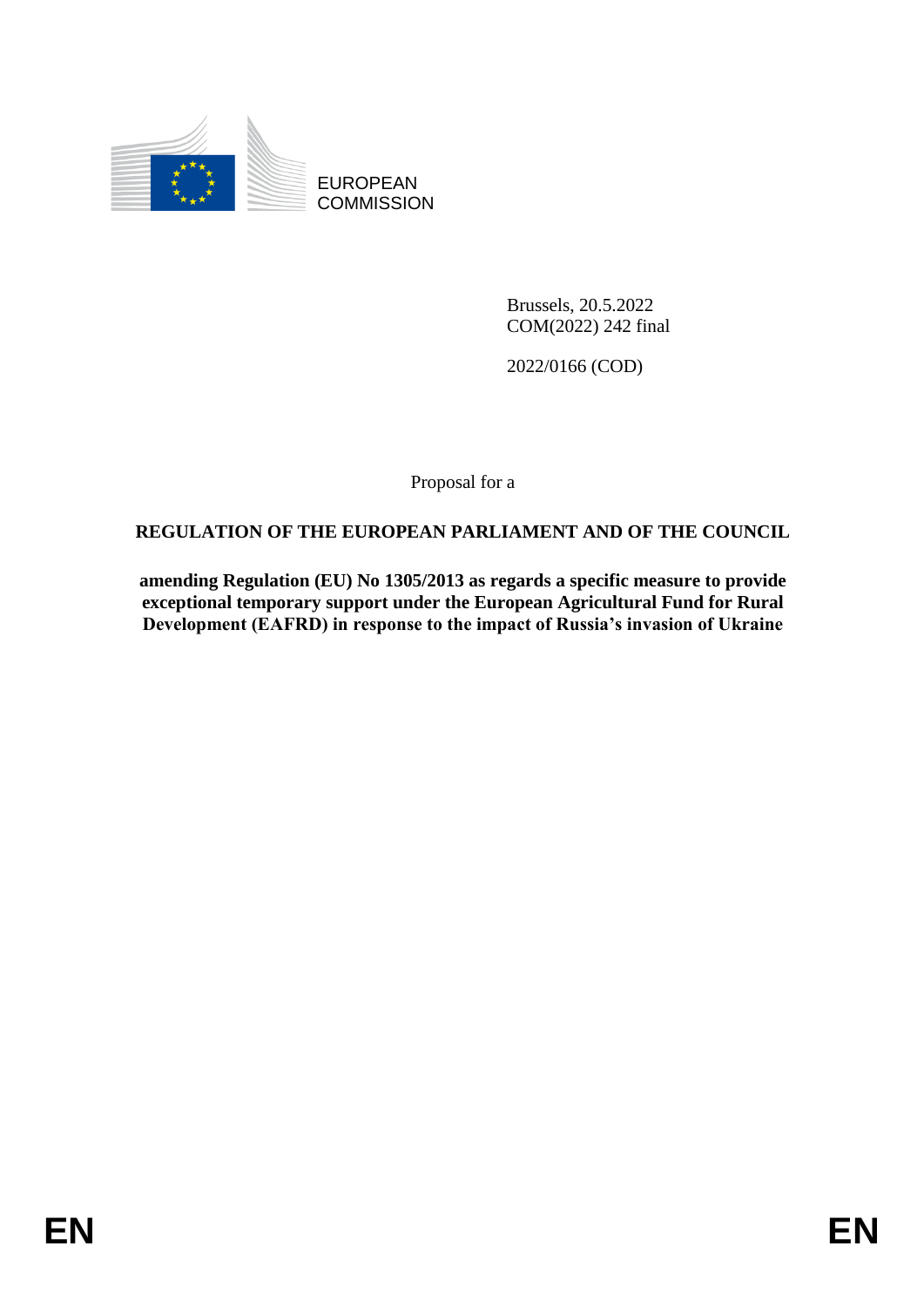EUROPEAN COMMISSION

Brussels, 20.5.2022
COM(2022) 242 final

2022/0166 (COD)

Proposal for a

**REGULATION OF THE EUROPEAN PARLIAMENT AND OF THE COUNCIL**

**amending Regulation (EU) No 1305/2013 as regards a specific measure to provide exceptional temporary support under the European Agricultural Fund for Rural Development (EAFRD) in response to the impact of Russia's invasion of Ukraine**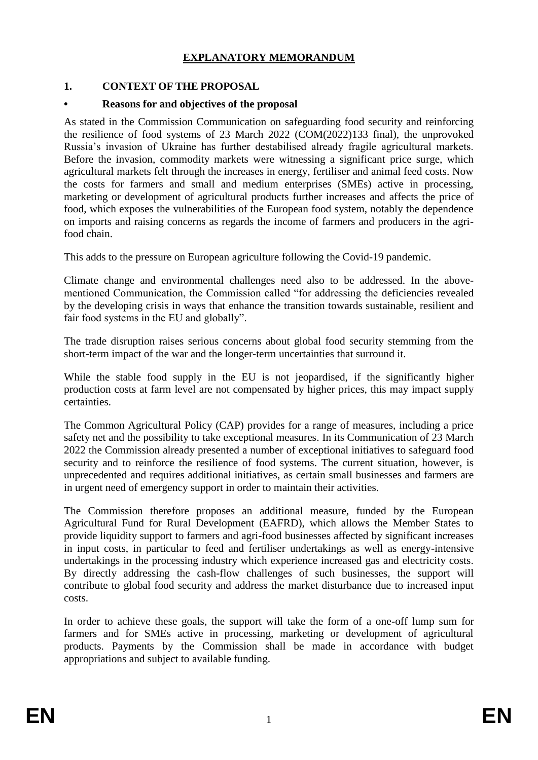# EXPLANATORY MEMORANDUM

## 1. CONTEXT OF THE PROPOSAL

### • Reasons for and objectives of the proposal

As stated in the Commission Communication on safeguarding food security and reinforcing the resilience of food systems of 23 March 2022 (COM(2022)133 final), the unprovoked Russia's invasion of Ukraine has further destabilised already fragile agricultural markets. Before the invasion, commodity markets were witnessing a significant price surge, which agricultural markets felt through the increases in energy, fertiliser and animal feed costs. Now the costs for farmers and small and medium enterprises (SMEs) active in processing, marketing or development of agricultural products further increases and affects the price of food, which exposes the vulnerabilities of the European food system, notably the dependence on imports and raising concerns as regards the income of farmers and producers in the agri-food chain.

This adds to the pressure on European agriculture following the Covid-19 pandemic.

Climate change and environmental challenges need also to be addressed. In the above-mentioned Communication, the Commission called "for addressing the deficiencies revealed by the developing crisis in ways that enhance the transition towards sustainable, resilient and fair food systems in the EU and globally".

The trade disruption raises serious concerns about global food security stemming from the short-term impact of the war and the longer-term uncertainties that surround it.

While the stable food supply in the EU is not jeopardised, if the significantly higher production costs at farm level are not compensated by higher prices, this may impact supply certainties.

The Common Agricultural Policy (CAP) provides for a range of measures, including a price safety net and the possibility to take exceptional measures. In its Communication of 23 March 2022 the Commission already presented a number of exceptional initiatives to safeguard food security and to reinforce the resilience of food systems. The current situation, however, is unprecedented and requires additional initiatives, as certain small businesses and farmers are in urgent need of emergency support in order to maintain their activities.

The Commission therefore proposes an additional measure, funded by the European Agricultural Fund for Rural Development (EAFRD), which allows the Member States to provide liquidity support to farmers and agri-food businesses affected by significant increases in input costs, in particular to feed and fertiliser undertakings as well as energy-intensive undertakings in the processing industry which experience increased gas and electricity costs. By directly addressing the cash-flow challenges of such businesses, the support will contribute to global food security and address the market disturbance due to increased input costs.

In order to achieve these goals, the support will take the form of a one-off lump sum for farmers and for SMEs active in processing, marketing or development of agricultural products. Payments by the Commission shall be made in accordance with budget appropriations and subject to available funding.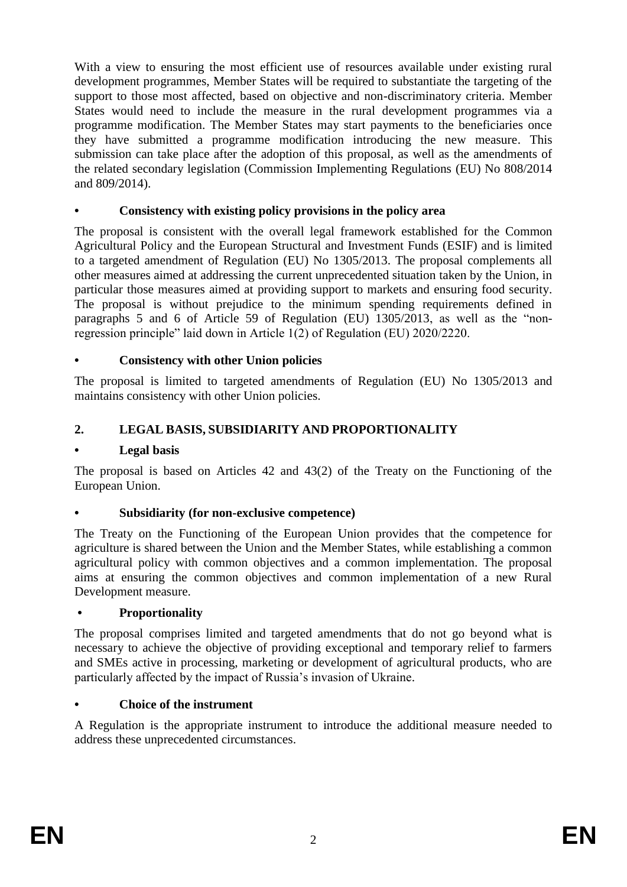With a view to ensuring the most efficient use of resources available under existing rural development programmes, Member States will be required to substantiate the targeting of the support to those most affected, based on objective and non-discriminatory criteria. Member States would need to include the measure in the rural development programmes via a programme modification. The Member States may start payments to the beneficiaries once they have submitted a programme modification introducing the new measure. This submission can take place after the adoption of this proposal, as well as the amendments of the related secondary legislation (Commission Implementing Regulations (EU) No 808/2014 and 809/2014).

### • Consistency with existing policy provisions in the policy area

The proposal is consistent with the overall legal framework established for the Common Agricultural Policy and the European Structural and Investment Funds (ESIF) and is limited to a targeted amendment of Regulation (EU) No 1305/2013. The proposal complements all other measures aimed at addressing the current unprecedented situation taken by the Union, in particular those measures aimed at providing support to markets and ensuring food security. The proposal is without prejudice to the minimum spending requirements defined in paragraphs 5 and 6 of Article 59 of Regulation (EU) 1305/2013, as well as the "non-regression principle" laid down in Article 1(2) of Regulation (EU) 2020/2220.

### • Consistency with other Union policies

The proposal is limited to targeted amendments of Regulation (EU) No 1305/2013 and maintains consistency with other Union policies.

## 2. LEGAL BASIS, SUBSIDIARITY AND PROPORTIONALITY

### • Legal basis

The proposal is based on Articles 42 and 43(2) of the Treaty on the Functioning of the European Union.

### • Subsidiarity (for non-exclusive competence)

The Treaty on the Functioning of the European Union provides that the competence for agriculture is shared between the Union and the Member States, while establishing a common agricultural policy with common objectives and a common implementation. The proposal aims at ensuring the common objectives and common implementation of a new Rural Development measure.

### • Proportionality

The proposal comprises limited and targeted amendments that do not go beyond what is necessary to achieve the objective of providing exceptional and temporary relief to farmers and SMEs active in processing, marketing or development of agricultural products, who are particularly affected by the impact of Russia's invasion of Ukraine.

### • Choice of the instrument

A Regulation is the appropriate instrument to introduce the additional measure needed to address these unprecedented circumstances.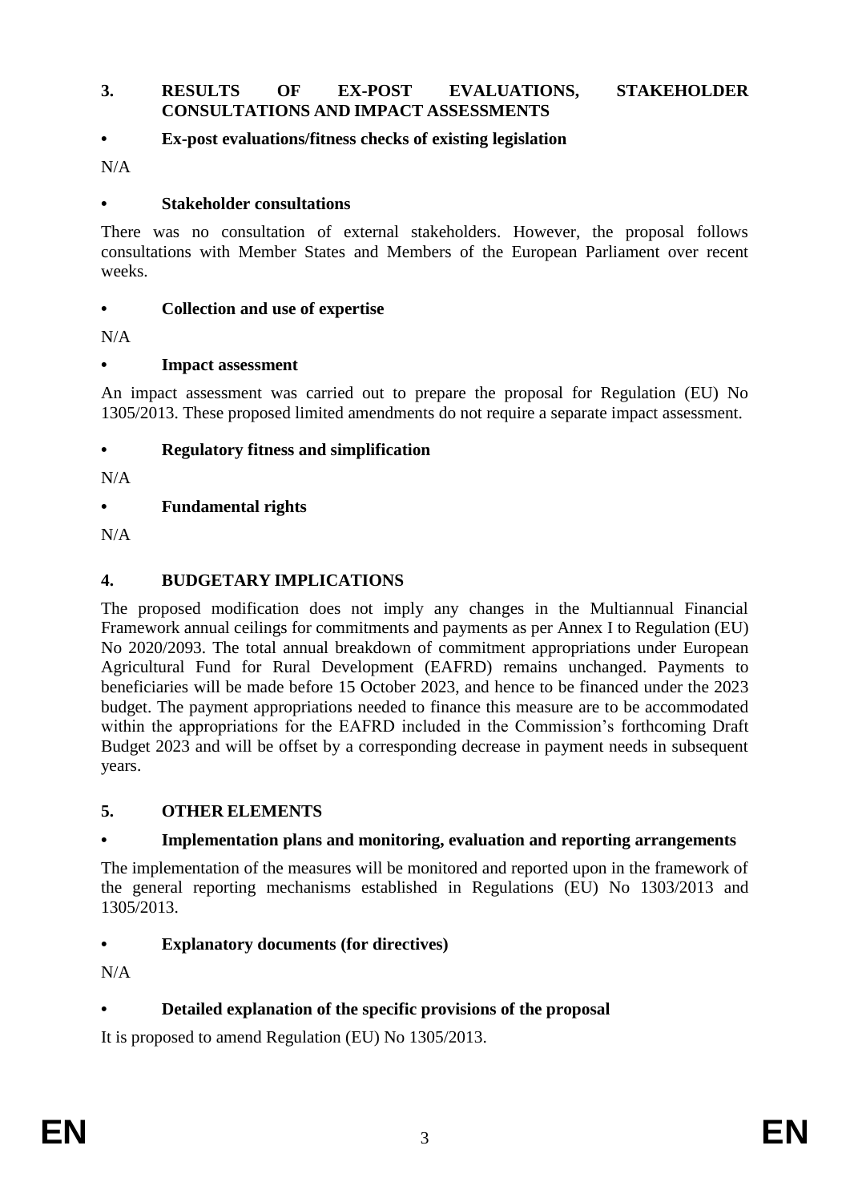## 3. RESULTS OF EX-POST EVALUATIONS, STAKEHOLDER CONSULTATIONS AND IMPACT ASSESSMENTS

- **Ex-post evaluations/fitness checks of existing legislation**

N/A

- **Stakeholder consultations**

There was no consultation of external stakeholders. However, the proposal follows consultations with Member States and Members of the European Parliament over recent weeks.

- **Collection and use of expertise**

N/A

- **Impact assessment**

An impact assessment was carried out to prepare the proposal for Regulation (EU) No 1305/2013. These proposed limited amendments do not require a separate impact assessment.

- **Regulatory fitness and simplification**

N/A

- **Fundamental rights**

N/A

## 4. BUDGETARY IMPLICATIONS

The proposed modification does not imply any changes in the Multiannual Financial Framework annual ceilings for commitments and payments as per Annex I to Regulation (EU) No 2020/2093. The total annual breakdown of commitment appropriations under European Agricultural Fund for Rural Development (EAFRD) remains unchanged. Payments to beneficiaries will be made before 15 October 2023, and hence to be financed under the 2023 budget. The payment appropriations needed to finance this measure are to be accommodated within the appropriations for the EAFRD included in the Commission's forthcoming Draft Budget 2023 and will be offset by a corresponding decrease in payment needs in subsequent years.

## 5. OTHER ELEMENTS

- **Implementation plans and monitoring, evaluation and reporting arrangements**

The implementation of the measures will be monitored and reported upon in the framework of the general reporting mechanisms established in Regulations (EU) No 1303/2013 and 1305/2013.

- **Explanatory documents (for directives)**

N/A

- **Detailed explanation of the specific provisions of the proposal**

It is proposed to amend Regulation (EU) No 1305/2013.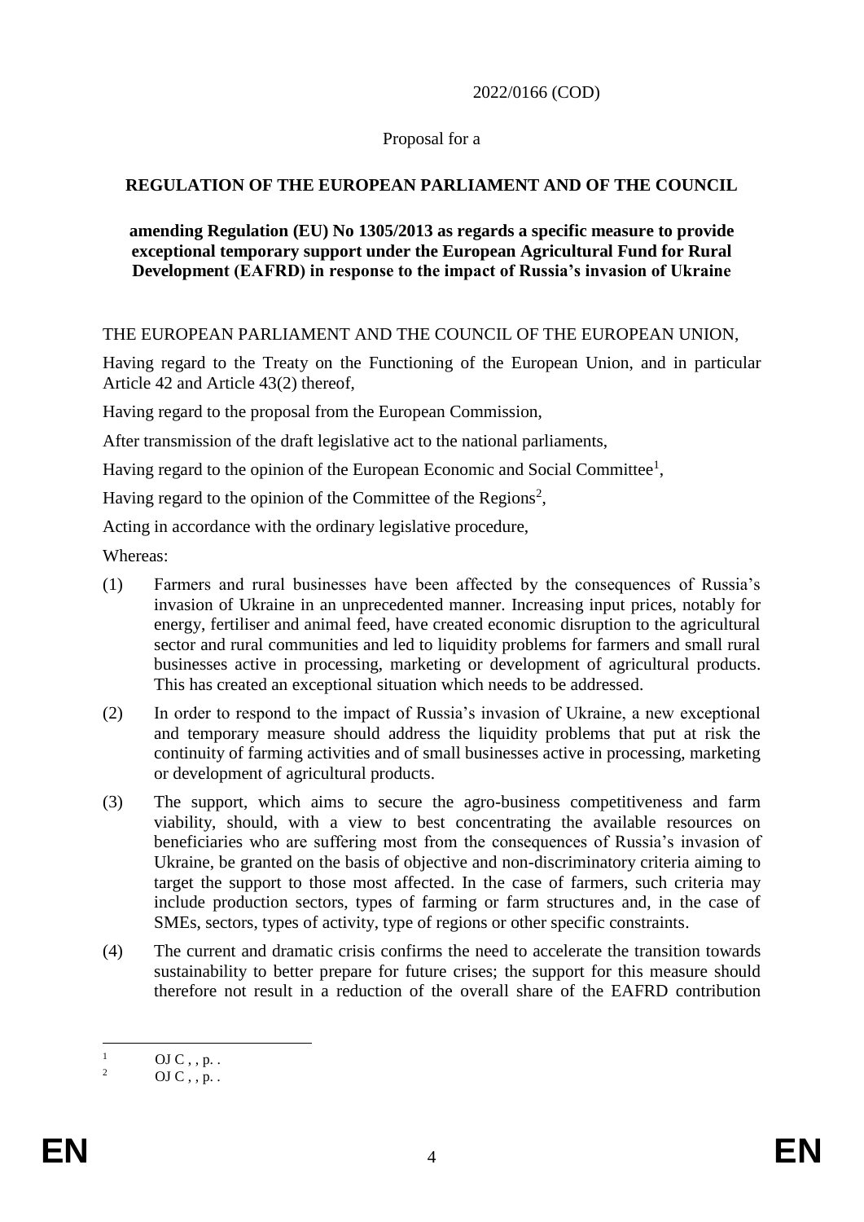2022/0166 (COD)

Proposal for a

**REGULATION OF THE EUROPEAN PARLIAMENT AND OF THE COUNCIL**

**amending Regulation (EU) No 1305/2013 as regards a specific measure to provide exceptional temporary support under the European Agricultural Fund for Rural Development (EAFRD) in response to the impact of Russia's invasion of Ukraine**

THE EUROPEAN PARLIAMENT AND THE COUNCIL OF THE EUROPEAN UNION,

Having regard to the Treaty on the Functioning of the European Union, and in particular Article 42 and Article 43(2) thereof,

Having regard to the proposal from the European Commission,

After transmission of the draft legislative act to the national parliaments,

Having regard to the opinion of the European Economic and Social Committee[1],

Having regard to the opinion of the Committee of the Regions[2],

Acting in accordance with the ordinary legislative procedure,

Whereas:

(1) Farmers and rural businesses have been affected by the consequences of Russia's invasion of Ukraine in an unprecedented manner. Increasing input prices, notably for energy, fertiliser and animal feed, have created economic disruption to the agricultural sector and rural communities and led to liquidity problems for farmers and small rural businesses active in processing, marketing or development of agricultural products. This has created an exceptional situation which needs to be addressed.

(2) In order to respond to the impact of Russia's invasion of Ukraine, a new exceptional and temporary measure should address the liquidity problems that put at risk the continuity of farming activities and of small businesses active in processing, marketing or development of agricultural products.

(3) The support, which aims to secure the agro-business competitiveness and farm viability, should, with a view to best concentrating the available resources on beneficiaries who are suffering most from the consequences of Russia's invasion of Ukraine, be granted on the basis of objective and non-discriminatory criteria aiming to target the support to those most affected. In the case of farmers, such criteria may include production sectors, types of farming or farm structures and, in the case of SMEs, sectors, types of activity, type of regions or other specific constraints.

(4) The current and dramatic crisis confirms the need to accelerate the transition towards sustainability to better prepare for future crises; the support for this measure should therefore not result in a reduction of the overall share of the EAFRD contribution

---

[1] OJ C , , p. .

[2] OJ C , , p. .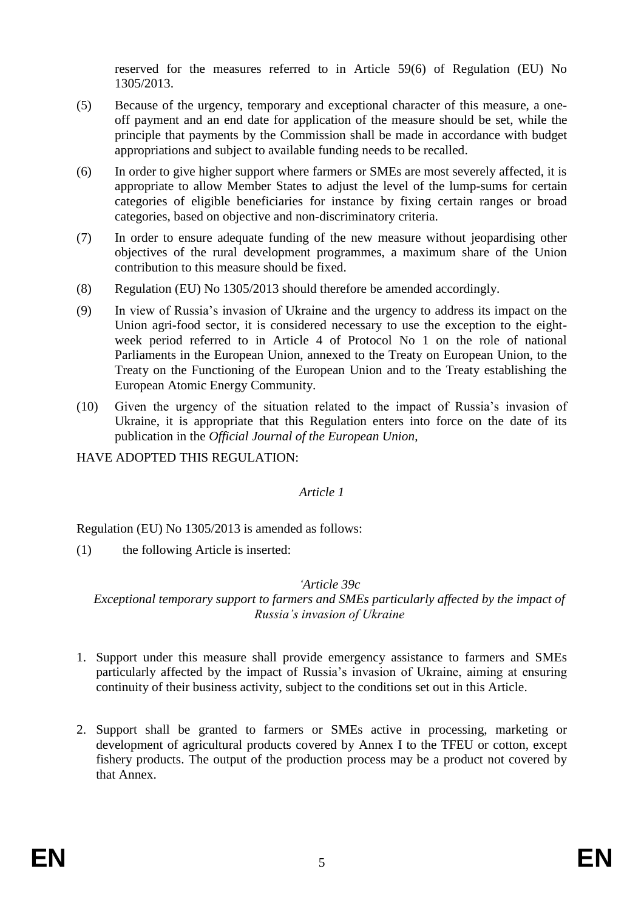reserved for the measures referred to in Article 59(6) of Regulation (EU) No 1305/2013.

(5) Because of the urgency, temporary and exceptional character of this measure, a one-off payment and an end date for application of the measure should be set, while the principle that payments by the Commission shall be made in accordance with budget appropriations and subject to available funding needs to be recalled.

(6) In order to give higher support where farmers or SMEs are most severely affected, it is appropriate to allow Member States to adjust the level of the lump-sums for certain categories of eligible beneficiaries for instance by fixing certain ranges or broad categories, based on objective and non-discriminatory criteria.

(7) In order to ensure adequate funding of the new measure without jeopardising other objectives of the rural development programmes, a maximum share of the Union contribution to this measure should be fixed.

(8) Regulation (EU) No 1305/2013 should therefore be amended accordingly.

(9) In view of Russia's invasion of Ukraine and the urgency to address its impact on the Union agri-food sector, it is considered necessary to use the exception to the eight-week period referred to in Article 4 of Protocol No 1 on the role of national Parliaments in the European Union, annexed to the Treaty on European Union, to the Treaty on the Functioning of the European Union and to the Treaty establishing the European Atomic Energy Community.

(10) Given the urgency of the situation related to the impact of Russia's invasion of Ukraine, it is appropriate that this Regulation enters into force on the date of its publication in the *Official Journal of the European Union*,

HAVE ADOPTED THIS REGULATION:

*Article 1*

Regulation (EU) No 1305/2013 is amended as follows:

(1) the following Article is inserted:

*'Article 39c*

*Exceptional temporary support to farmers and SMEs particularly affected by the impact of Russia's invasion of Ukraine*

1. Support under this measure shall provide emergency assistance to farmers and SMEs particularly affected by the impact of Russia's invasion of Ukraine, aiming at ensuring continuity of their business activity, subject to the conditions set out in this Article.

2. Support shall be granted to farmers or SMEs active in processing, marketing or development of agricultural products covered by Annex I to the TFEU or cotton, except fishery products. The output of the production process may be a product not covered by that Annex.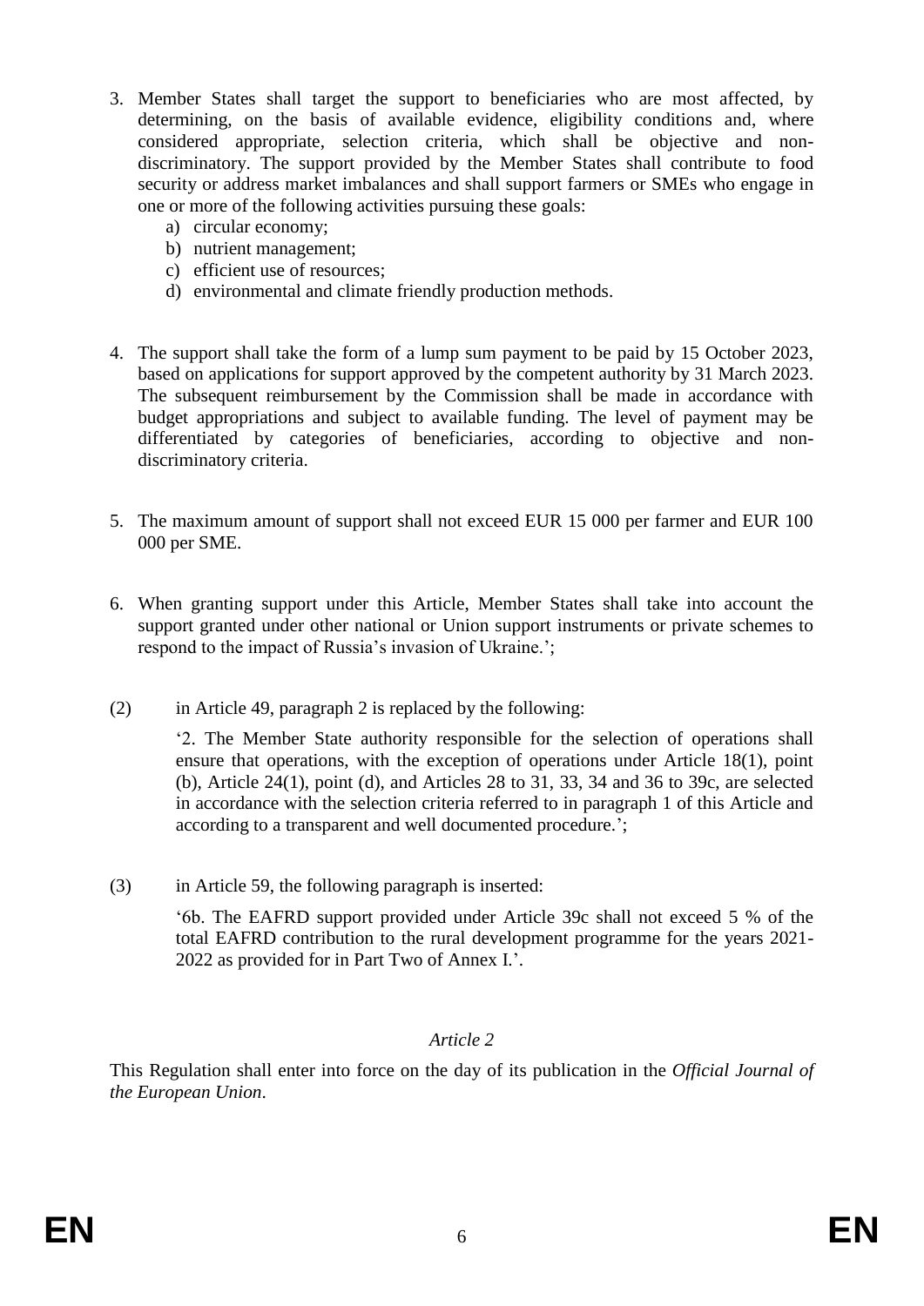3. Member States shall target the support to beneficiaries who are most affected, by determining, on the basis of available evidence, eligibility conditions and, where considered appropriate, selection criteria, which shall be objective and non-discriminatory. The support provided by the Member States shall contribute to food security or address market imbalances and shall support farmers or SMEs who engage in one or more of the following activities pursuing these goals:
   a) circular economy;
   b) nutrient management;
   c) efficient use of resources;
   d) environmental and climate friendly production methods.

4. The support shall take the form of a lump sum payment to be paid by 15 October 2023, based on applications for support approved by the competent authority by 31 March 2023. The subsequent reimbursement by the Commission shall be made in accordance with budget appropriations and subject to available funding. The level of payment may be differentiated by categories of beneficiaries, according to objective and non-discriminatory criteria.

5. The maximum amount of support shall not exceed EUR 15 000 per farmer and EUR 100 000 per SME.

6. When granting support under this Article, Member States shall take into account the support granted under other national or Union support instruments or private schemes to respond to the impact of Russia's invasion of Ukraine.';

(2) in Article 49, paragraph 2 is replaced by the following:

'2. The Member State authority responsible for the selection of operations shall ensure that operations, with the exception of operations under Article 18(1), point (b), Article 24(1), point (d), and Articles 28 to 31, 33, 34 and 36 to 39c, are selected in accordance with the selection criteria referred to in paragraph 1 of this Article and according to a transparent and well documented procedure.';

(3) in Article 59, the following paragraph is inserted:

'6b. The EAFRD support provided under Article 39c shall not exceed 5 % of the total EAFRD contribution to the rural development programme for the years 2021-2022 as provided for in Part Two of Annex I.'.

*Article 2*

This Regulation shall enter into force on the day of its publication in the *Official Journal of the European Union*.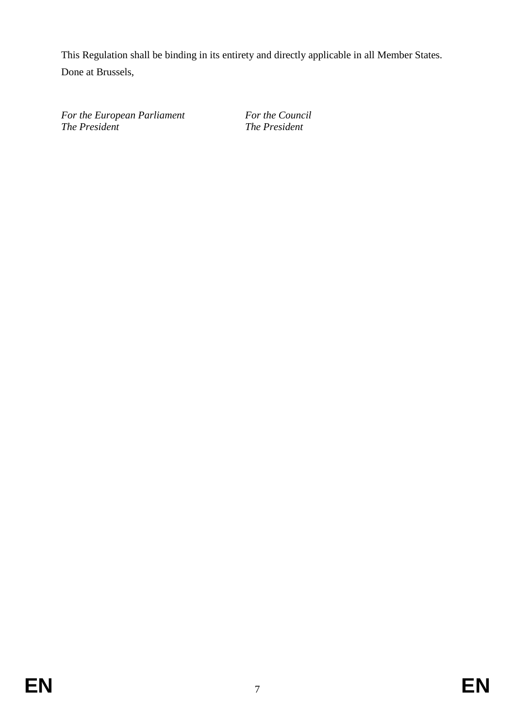This Regulation shall be binding in its entirety and directly applicable in all Member States.

Done at Brussels,

| *For the European Parliament* | *For the Council* |
| --- | --- |
| *The President* | *The President* |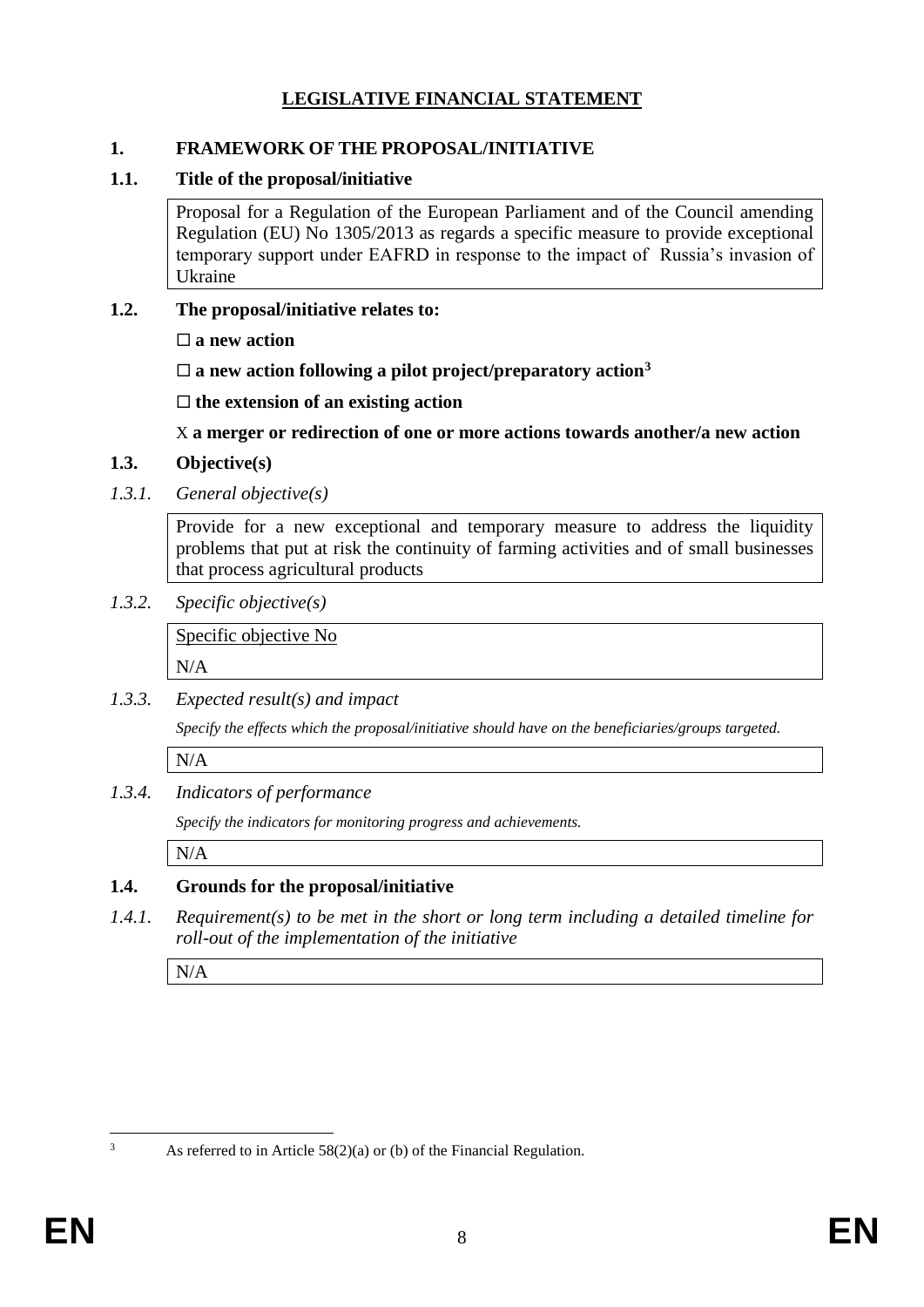# LEGISLATIVE FINANCIAL STATEMENT

## 1. FRAMEWORK OF THE PROPOSAL/INITIATIVE

### 1.1. Title of the proposal/initiative

Proposal for a Regulation of the European Parliament and of the Council amending Regulation (EU) No 1305/2013 as regards a specific measure to provide exceptional temporary support under EAFRD in response to the impact of Russia's invasion of Ukraine

### 1.2. The proposal/initiative relates to:

☐ **a new action**

☐ **a new action following a pilot project/preparatory action**[3]

☐ **the extension of an existing action**

X **a merger or redirection of one or more actions towards another/a new action**

### 1.3. Objective(s)

*1.3.1. General objective(s)*

Provide for a new exceptional and temporary measure to address the liquidity problems that put at risk the continuity of farming activities and of small businesses that process agricultural products

*1.3.2. Specific objective(s)*

Specific objective No

N/A

*1.3.3. Expected result(s) and impact*

*Specify the effects which the proposal/initiative should have on the beneficiaries/groups targeted.*

N/A

*1.3.4. Indicators of performance*

*Specify the indicators for monitoring progress and achievements.*

N/A

### 1.4. Grounds for the proposal/initiative

*1.4.1. Requirement(s) to be met in the short or long term including a detailed timeline for roll-out of the implementation of the initiative*

N/A

---

[3] As referred to in Article 58(2)(a) or (b) of the Financial Regulation.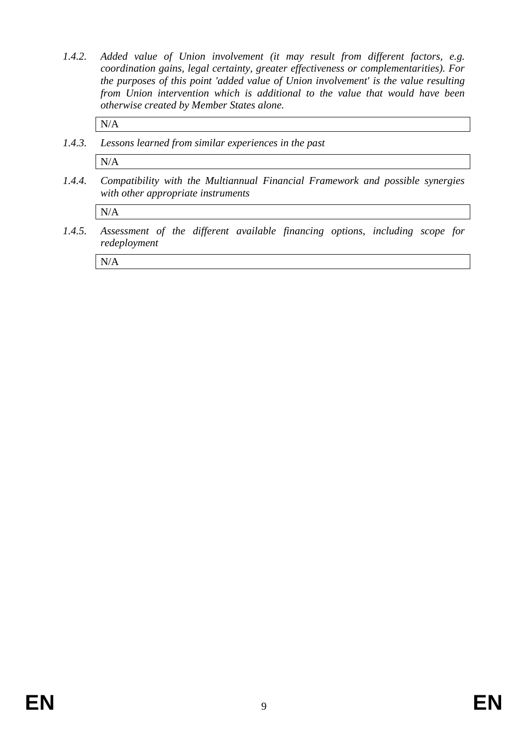*1.4.2. Added value of Union involvement (it may result from different factors, e.g. coordination gains, legal certainty, greater effectiveness or complementarities). For the purposes of this point 'added value of Union involvement' is the value resulting from Union intervention which is additional to the value that would have been otherwise created by Member States alone.*

N/A

*1.4.3. Lessons learned from similar experiences in the past*

N/A

*1.4.4. Compatibility with the Multiannual Financial Framework and possible synergies with other appropriate instruments*

N/A

*1.4.5. Assessment of the different available financing options, including scope for redeployment*

N/A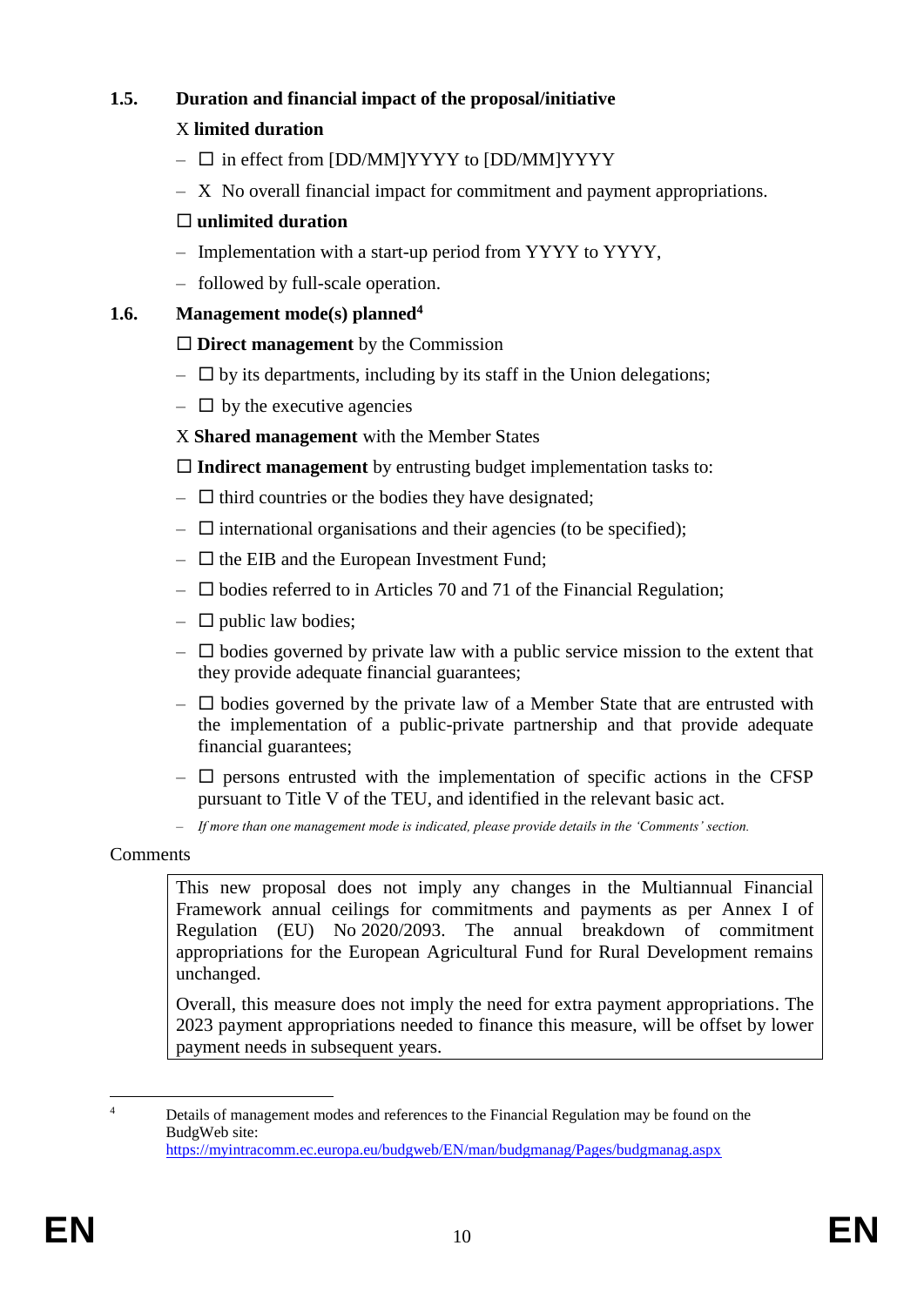### 1.5. Duration and financial impact of the proposal/initiative

X **limited duration**

- ☐ in effect from [DD/MM]YYYY to [DD/MM]YYYY
- X No overall financial impact for commitment and payment appropriations.

☐ **unlimited duration**

- Implementation with a start-up period from YYYY to YYYY,
- followed by full-scale operation.

### 1.6. Management mode(s) planned[4]

☐ **Direct management** by the Commission

- ☐ by its departments, including by its staff in the Union delegations;
- ☐ by the executive agencies

X **Shared management** with the Member States

☐ **Indirect management** by entrusting budget implementation tasks to:

- ☐ third countries or the bodies they have designated;
- ☐ international organisations and their agencies (to be specified);
- ☐ the EIB and the European Investment Fund;
- ☐ bodies referred to in Articles 70 and 71 of the Financial Regulation;
- ☐ public law bodies;
- ☐ bodies governed by private law with a public service mission to the extent that they provide adequate financial guarantees;
- ☐ bodies governed by the private law of a Member State that are entrusted with the implementation of a public-private partnership and that provide adequate financial guarantees;
- ☐ persons entrusted with the implementation of specific actions in the CFSP pursuant to Title V of the TEU, and identified in the relevant basic act.
- *If more than one management mode is indicated, please provide details in the 'Comments' section.*

Comments

| This new proposal does not imply any changes in the Multiannual Financial Framework annual ceilings for commitments and payments as per Annex I of Regulation (EU) No 2020/2093. The annual breakdown of commitment appropriations for the European Agricultural Fund for Rural Development remains unchanged.<br><br>Overall, this measure does not imply the need for extra payment appropriations. The 2023 payment appropriations needed to finance this measure, will be offset by lower payment needs in subsequent years. |
|---|

[4] Details of management modes and references to the Financial Regulation may be found on the BudgWeb site: https://myintracomm.ec.europa.eu/budgweb/EN/man/budgmanag/Pages/budgmanag.aspx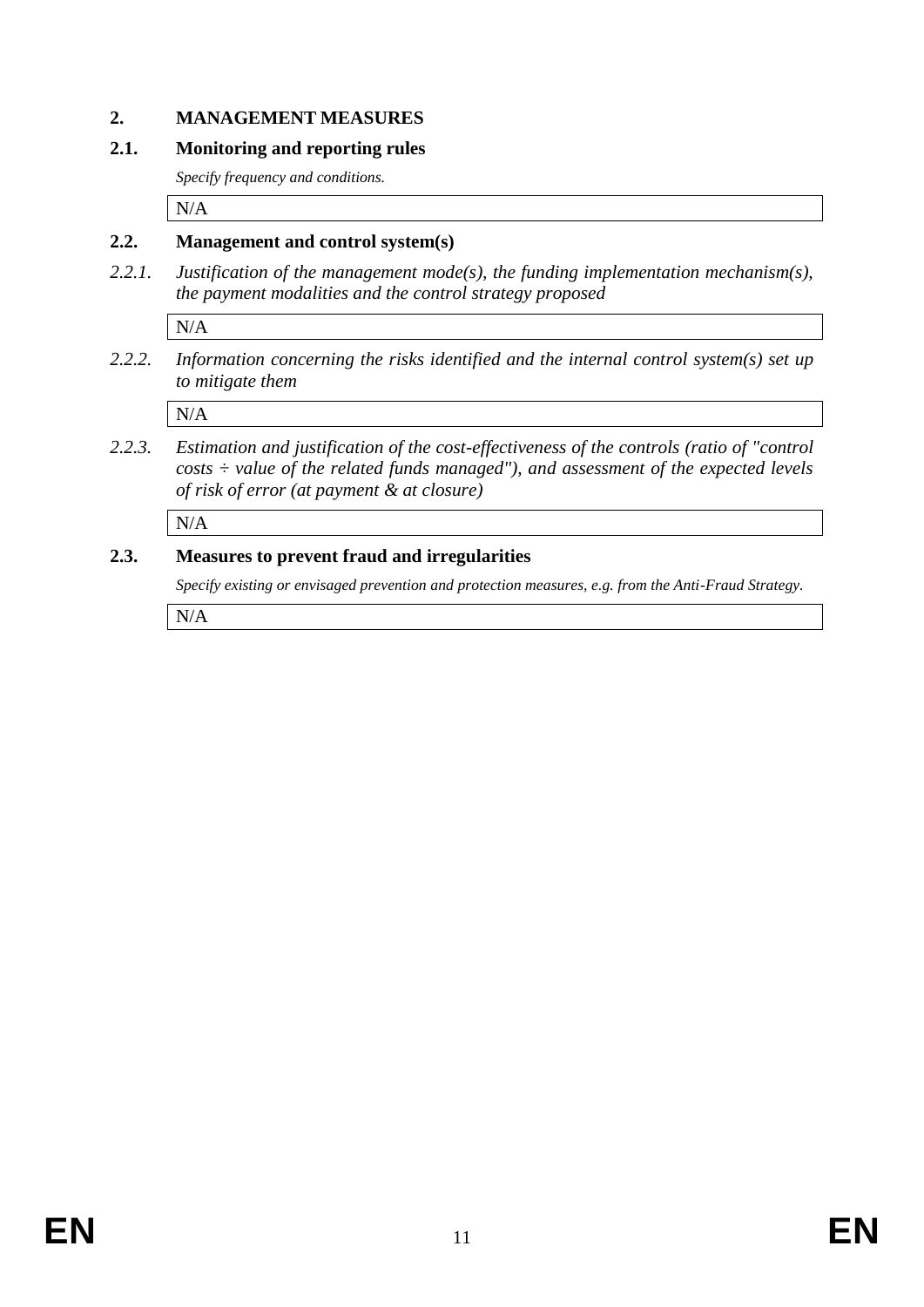## 2. MANAGEMENT MEASURES

### 2.1. Monitoring and reporting rules

*Specify frequency and conditions.*

N/A

### 2.2. Management and control system(s)

*2.2.1. Justification of the management mode(s), the funding implementation mechanism(s), the payment modalities and the control strategy proposed*

N/A

*2.2.2. Information concerning the risks identified and the internal control system(s) set up to mitigate them*

N/A

*2.2.3. Estimation and justification of the cost-effectiveness of the controls (ratio of "control costs ÷ value of the related funds managed"), and assessment of the expected levels of risk of error (at payment & at closure)*

N/A

### 2.3. Measures to prevent fraud and irregularities

*Specify existing or envisaged prevention and protection measures, e.g. from the Anti-Fraud Strategy.*

N/A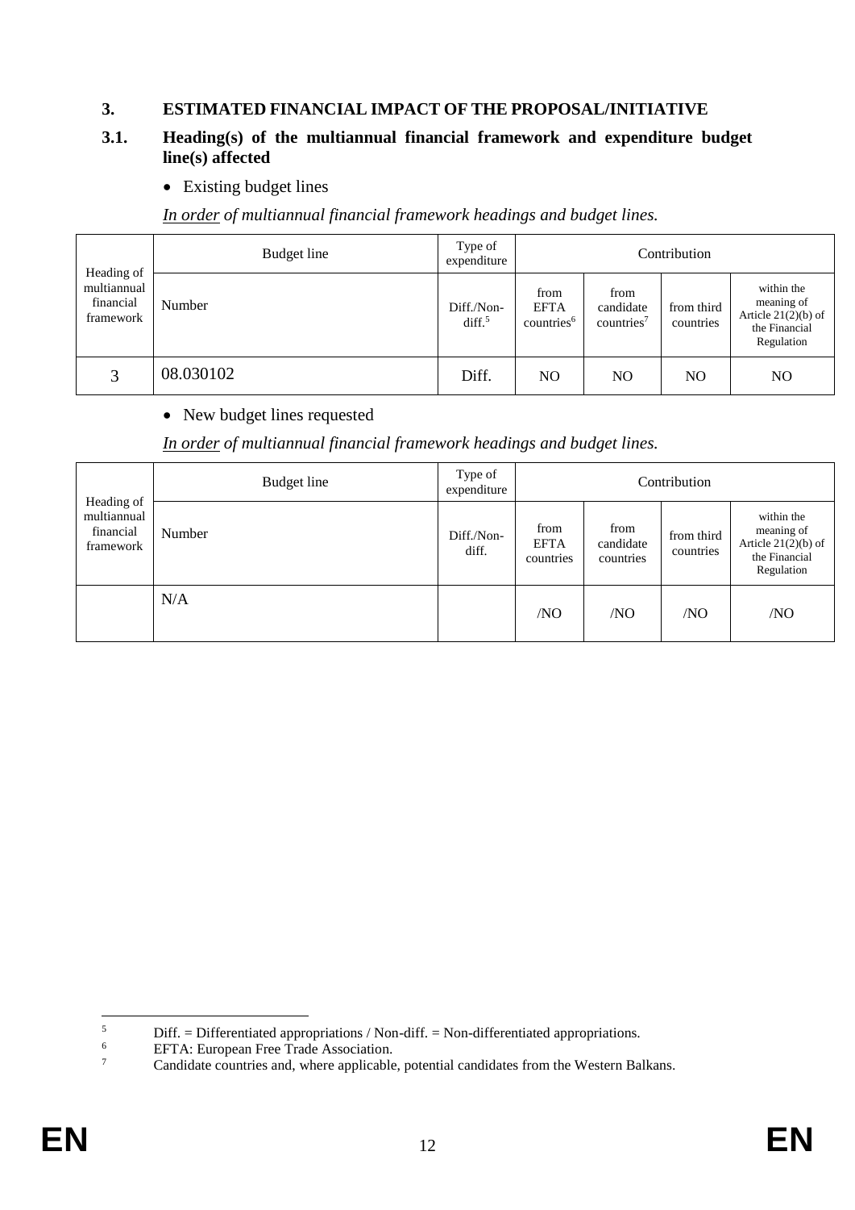## 3. ESTIMATED FINANCIAL IMPACT OF THE PROPOSAL/INITIATIVE

### 3.1. Heading(s) of the multiannual financial framework and expenditure budget line(s) affected

- Existing budget lines

*In order of multiannual financial framework headings and budget lines.*

| Heading of multiannual financial framework | Budget line | Type of expenditure | Contribution | | | |
|---|---|---|---|---|---|---|
| | Number | Diff./Non-diff.[5] | from EFTA countries[6] | from candidate countries[7] | from third countries | within the meaning of Article 21(2)(b) of the Financial Regulation |
| 3 | 08.030102 | Diff. | NO | NO | NO | NO |

- New budget lines requested

*In order of multiannual financial framework headings and budget lines.*

| Heading of multiannual financial framework | Budget line | Type of expenditure | Contribution | | | |
|---|---|---|---|---|---|---|
| | Number | Diff./Non-diff. | from EFTA countries | from candidate countries | from third countries | within the meaning of Article 21(2)(b) of the Financial Regulation |
| | N/A | | /NO | /NO | /NO | /NO |

---

[5] Diff. = Differentiated appropriations / Non-diff. = Non-differentiated appropriations.

[6] EFTA: European Free Trade Association.

[7] Candidate countries and, where applicable, potential candidates from the Western Balkans.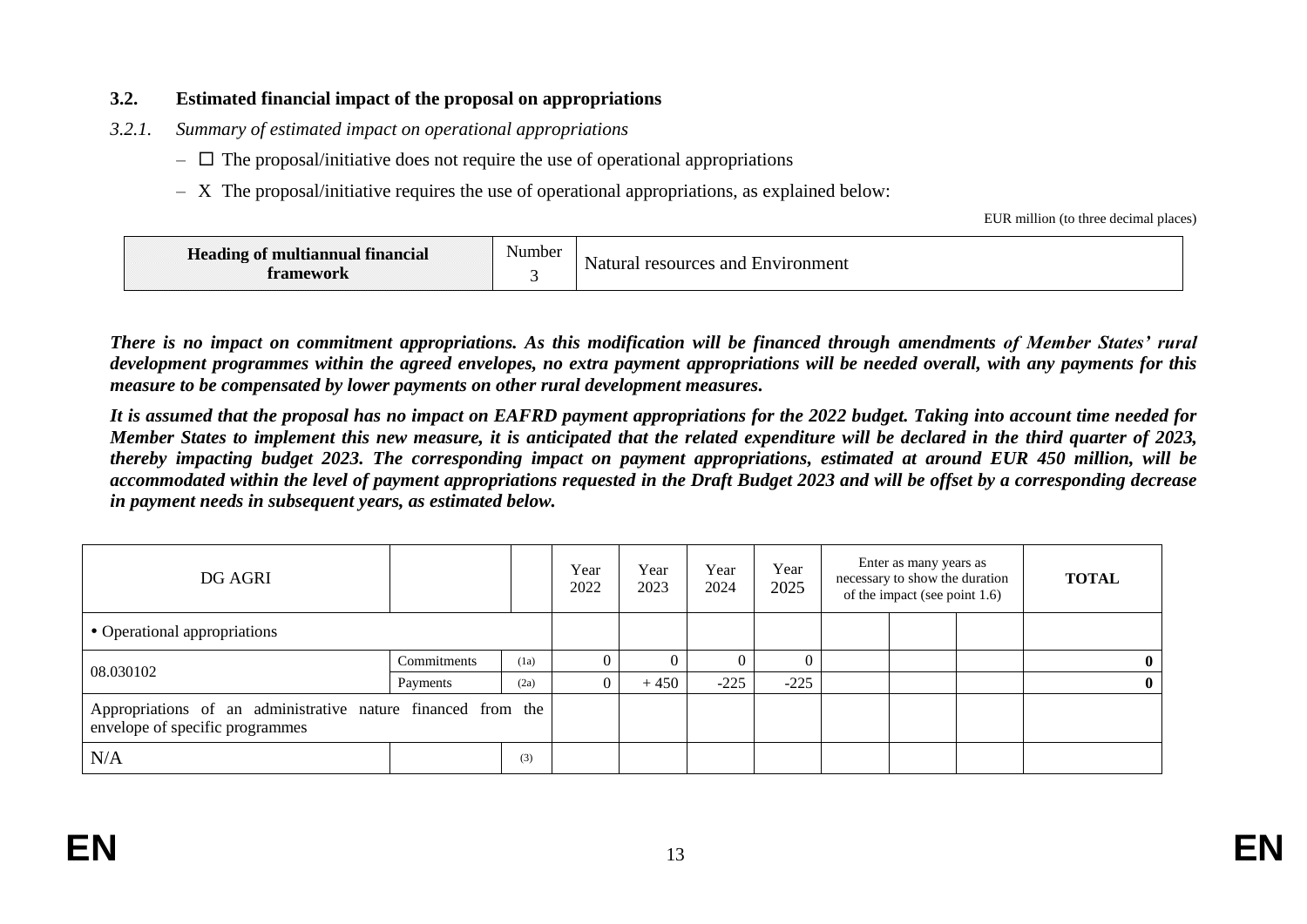### 3.2. Estimated financial impact of the proposal on appropriations

*3.2.1. Summary of estimated impact on operational appropriations*

- ☐ The proposal/initiative does not require the use of operational appropriations
- X The proposal/initiative requires the use of operational appropriations, as explained below:

EUR million (to three decimal places)

| **Heading of multiannual financial framework** | Number 3 | Natural resources and Environment |
|---|---|---|

***There is no impact on commitment appropriations. As this modification will be financed through amendments of Member States' rural development programmes within the agreed envelopes, no extra payment appropriations will be needed overall, with any payments for this measure to be compensated by lower payments on other rural development measures.***

***It is assumed that the proposal has no impact on EAFRD payment appropriations for the 2022 budget. Taking into account time needed for Member States to implement this new measure, it is anticipated that the related expenditure will be declared in the third quarter of 2023, thereby impacting budget 2023. The corresponding impact on payment appropriations, estimated at around EUR 450 million, will be accommodated within the level of payment appropriations requested in the Draft Budget 2023 and will be offset by a corresponding decrease in payment needs in subsequent years, as estimated below.***

| DG AGRI | | | Year 2022 | Year 2023 | Year 2024 | Year 2025 | Enter as many years as necessary to show the duration of the impact (see point 1.6) | | | **TOTAL** |
|---|---|---|---|---|---|---|---|---|---|---|
| • Operational appropriations | | | | | | | | | | |
| 08.030102 | Commitments | (1a) | 0 | 0 | 0 | 0 | | | | **0** |
| | Payments | (2a) | 0 | + 450 | -225 | -225 | | | | **0** |
| Appropriations of an administrative nature financed from the envelope of specific programmes | | | | | | | | | | |
| N/A | | (3) | | | | | | | | |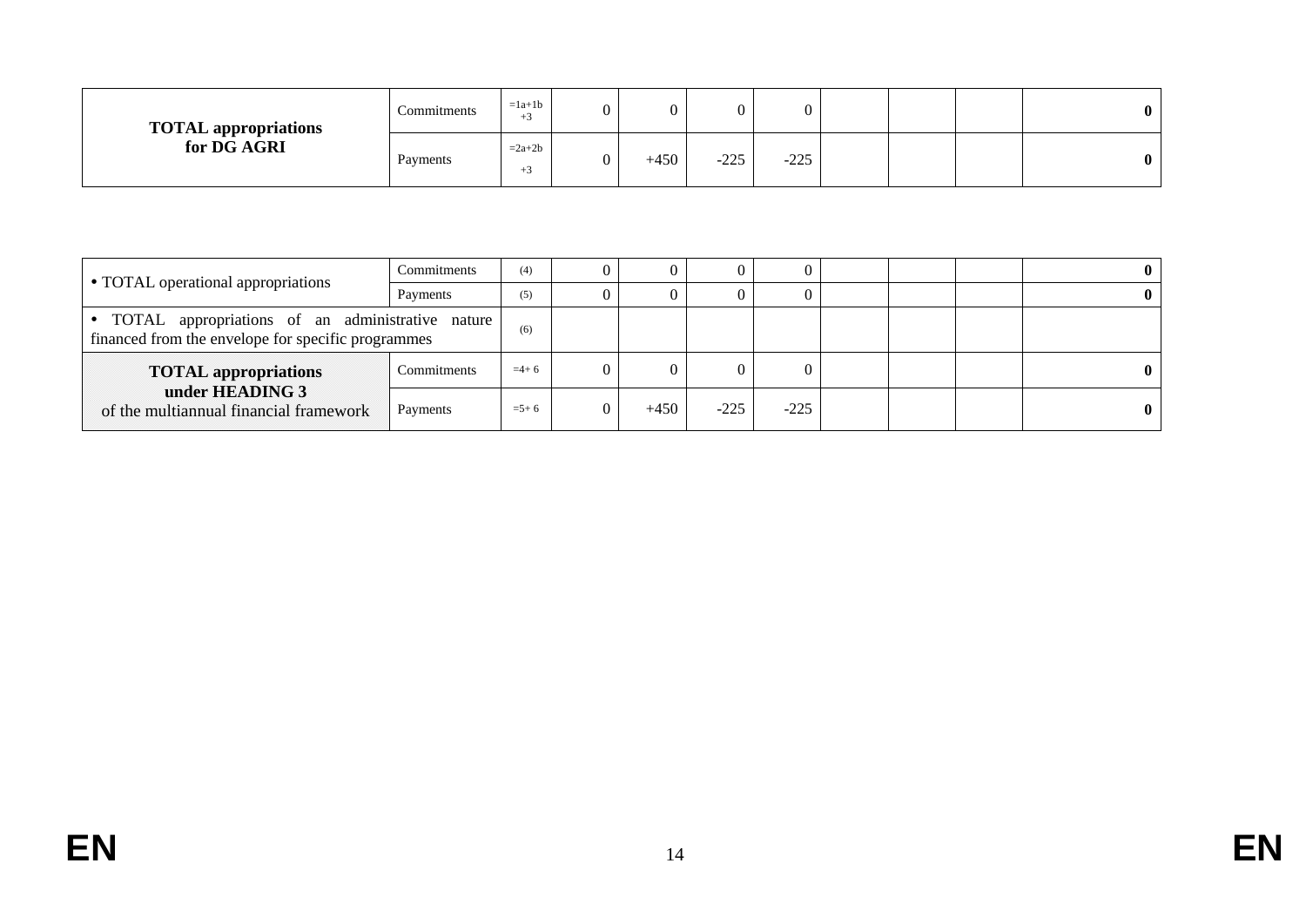| | | | | | | | | | | |
|---|---|---|---|---|---|---|---|---|---|---|
| **TOTAL appropriations for DG AGRI** | Commitments | =1a+1b +3 | 0 | 0 | 0 | 0 | | | | **0** |
| | Payments | =2a+2b +3 | 0 | +450 | -225 | -225 | | | | **0** |

| | | | | | | | | | | |
|---|---|---|---|---|---|---|---|---|---|---|
| • TOTAL operational appropriations | Commitments | (4) | 0 | 0 | 0 | 0 | | | | **0** |
| | Payments | (5) | 0 | 0 | 0 | 0 | | | | **0** |
| • TOTAL appropriations of an administrative nature financed from the envelope for specific programmes | | (6) | | | | | | | | |
| **TOTAL appropriations under HEADING 3** of the multiannual financial framework | Commitments | =4+ 6 | 0 | 0 | 0 | 0 | | | | **0** |
| | Payments | =5+ 6 | 0 | +450 | -225 | -225 | | | | **0** |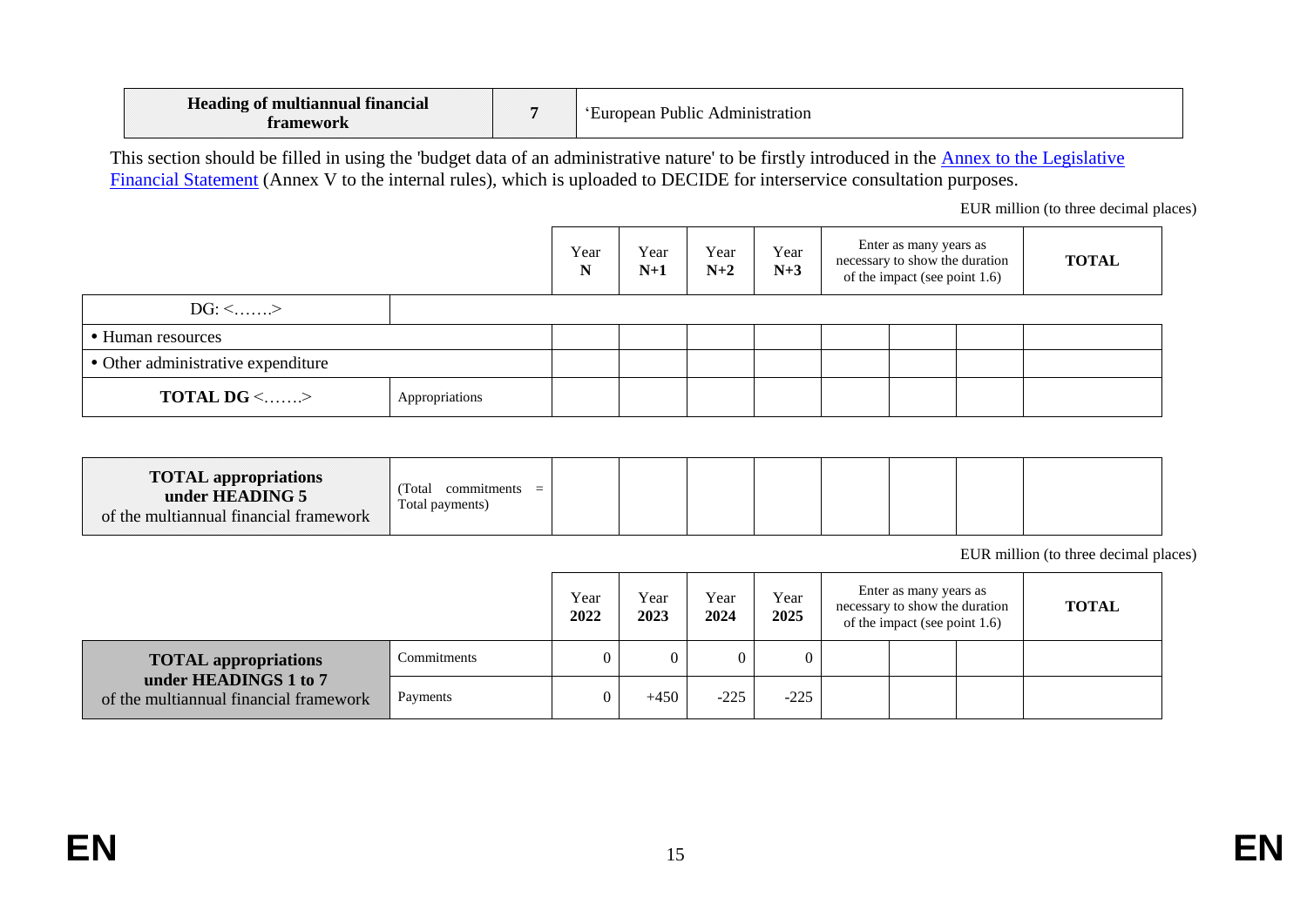| **Heading of multiannual financial framework** | **7** | 'European Public Administration |
|---|---|---|

This section should be filled in using the 'budget data of an administrative nature' to be firstly introduced in the Annex to the Legislative Financial Statement (Annex V to the internal rules), which is uploaded to DECIDE for interservice consultation purposes.

EUR million (to three decimal places)

| | | Year **N** | Year **N+1** | Year **N+2** | Year **N+3** | Enter as many years as necessary to show the duration of the impact (see point 1.6) | | | **TOTAL** |
|---|---|---|---|---|---|---|---|---|---|
| DG: <…….> | | | | | | | | | |
| • Human resources | | | | | | | | | |
| • Other administrative expenditure | | | | | | | | | |
| **TOTAL DG** <…….> | Appropriations | | | | | | | | |
| **TOTAL appropriations under HEADING 5** of the multiannual financial framework | (Total commitments = Total payments) | | | | | | | | |

EUR million (to three decimal places)

| | | Year **2022** | Year **2023** | Year **2024** | Year **2025** | Enter as many years as necessary to show the duration of the impact (see point 1.6) | | | **TOTAL** |
|---|---|---|---|---|---|---|---|---|---|
| **TOTAL appropriations under HEADINGS 1 to 7** of the multiannual financial framework | Commitments | 0 | 0 | 0 | 0 | | | | |
| | Payments | 0 | +450 | -225 | -225 | | | | |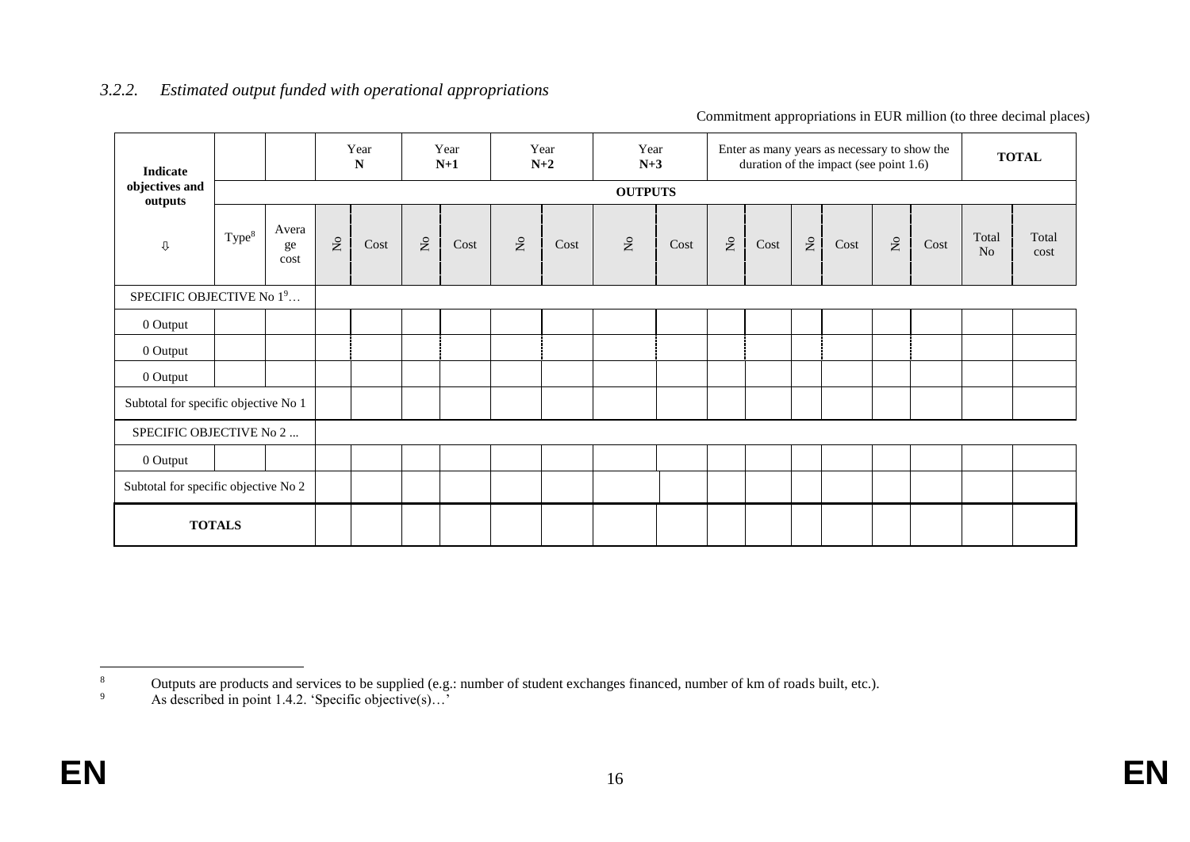### 3.2.2. *Estimated output funded with operational appropriations*

Commitment appropriations in EUR million (to three decimal places)

| Indicate objectives and outputs | | | Year N | | Year N+1 | | Year N+2 | | Year N+3 | | Enter as many years as necessary to show the duration of the impact (see point 1.6) | | | | | | TOTAL | |
|---|---|---|---|---|---|---|---|---|---|---|---|---|---|---|---|---|---|---|
| | OUTPUTS | | | | | | | | | | | | | | | | | |
| ⇩ | Type[8] | Average cost | No | Cost | No | Cost | No | Cost | No | Cost | No | Cost | No | Cost | No | Cost | Total No | Total cost |
| SPECIFIC OBJECTIVE No 1[9]… | | | | | | | | | | | | | | | | | | |
| 0 Output | | | | | | | | | | | | | | | | | | |
| 0 Output | | | | | | | | | | | | | | | | | | |
| 0 Output | | | | | | | | | | | | | | | | | | |
| Subtotal for specific objective No 1 | | | | | | | | | | | | | | | | | | |
| SPECIFIC OBJECTIVE No 2 ... | | | | | | | | | | | | | | | | | | |
| 0 Output | | | | | | | | | | | | | | | | | | |
| Subtotal for specific objective No 2 | | | | | | | | | | | | | | | | | | |
| **TOTALS** | | | | | | | | | | | | | | | | | | |

---

[8] Outputs are products and services to be supplied (e.g.: number of student exchanges financed, number of km of roads built, etc.).

[9] As described in point 1.4.2. 'Specific objective(s)…'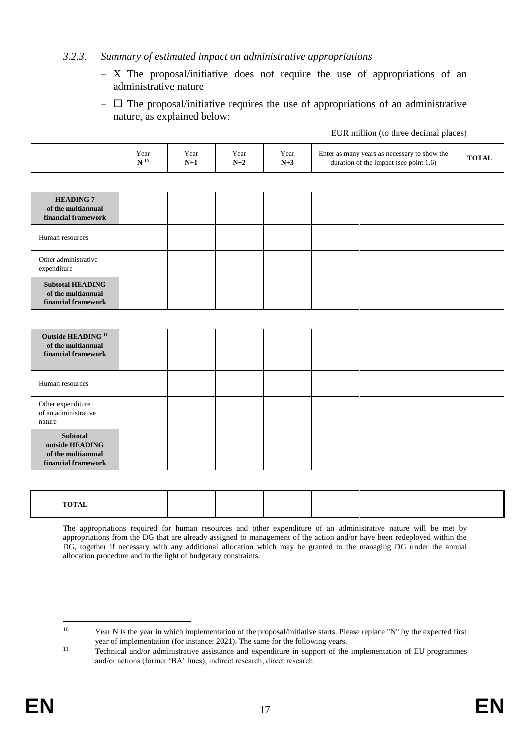### *3.2.3. Summary of estimated impact on administrative appropriations*

- X The proposal/initiative does not require the use of appropriations of an administrative nature
- ☐ The proposal/initiative requires the use of appropriations of an administrative nature, as explained below:

EUR million (to three decimal places)

| | Year N [10] | Year N+1 | Year N+2 | Year N+3 | Enter as many years as necessary to show the duration of the impact (see point 1.6) | | | TOTAL |
|---|---|---|---|---|---|---|---|---|
| **HEADING 7 of the multiannual financial framework** | | | | | | | | |
| Human resources | | | | | | | | |
| Other administrative expenditure | | | | | | | | |
| **Subtotal HEADING of the multiannual financial framework** | | | | | | | | |
| **Outside HEADING [11] of the multiannual financial framework** | | | | | | | | |
| Human resources | | | | | | | | |
| Other expenditure of an administrative nature | | | | | | | | |
| **Subtotal outside HEADING of the multiannual financial framework** | | | | | | | | |
| **TOTAL** | | | | | | | | |

The appropriations required for human resources and other expenditure of an administrative nature will be met by appropriations from the DG that are already assigned to management of the action and/or have been redeployed within the DG, together if necessary with any additional allocation which may be granted to the managing DG under the annual allocation procedure and in the light of budgetary constraints.

---

[10] Year N is the year in which implementation of the proposal/initiative starts. Please replace "N" by the expected first year of implementation (for instance: 2021). The same for the following years.

[11] Technical and/or administrative assistance and expenditure in support of the implementation of EU programmes and/or actions (former 'BA' lines), indirect research, direct research.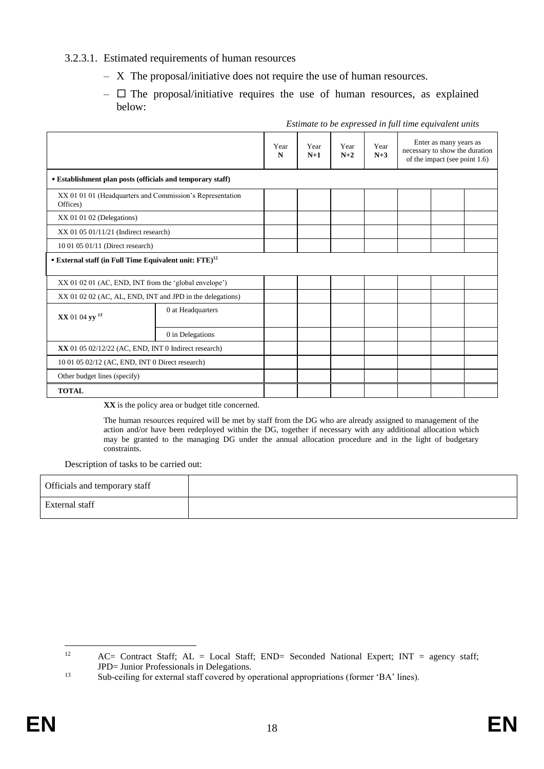#### 3.2.3.1. Estimated requirements of human resources

- X The proposal/initiative does not require the use of human resources.
- ☐ The proposal/initiative requires the use of human resources, as explained below:

*Estimate to be expressed in full time equivalent units*

| | | Year N | Year N+1 | Year N+2 | Year N+3 | Enter as many years as necessary to show the duration of the impact (see point 1.6) | | |
|---|---|---|---|---|---|---|---|---|
| **• Establishment plan posts (officials and temporary staff)** | | | | | | | | |
| XX 01 01 01 (Headquarters and Commission's Representation Offices) | | | | | | | | |
| XX 01 01 02 (Delegations) | | | | | | | | |
| XX 01 05 01/11/21 (Indirect research) | | | | | | | | |
| 10 01 05 01/11 (Direct research) | | | | | | | | |
| **• External staff (in Full Time Equivalent unit: FTE)**[12] | | | | | | | | |
| XX 01 02 01 (AC, END, INT from the 'global envelope') | | | | | | | | |
| XX 01 02 02 (AC, AL, END, INT and JPD in the delegations) | | | | | | | | |
| **XX** 01 04 **yy** [13] | 0 at Headquarters | | | | | | | |
| | 0 in Delegations | | | | | | | |
| **XX** 01 05 02/12/22 (AC, END, INT 0 Indirect research) | | | | | | | | |
| 10 01 05 02/12 (AC, END, INT 0 Direct research) | | | | | | | | |
| Other budget lines (specify) | | | | | | | | |
| **TOTAL** | | | | | | | | |

**XX** is the policy area or budget title concerned.

The human resources required will be met by staff from the DG who are already assigned to management of the action and/or have been redeployed within the DG, together if necessary with any additional allocation which may be granted to the managing DG under the annual allocation procedure and in the light of budgetary constraints.

Description of tasks to be carried out:

| | |
|---|---|
| Officials and temporary staff | |
| External staff | |

---

[12] AC= Contract Staff; AL = Local Staff; END= Seconded National Expert; INT = agency staff; JPD= Junior Professionals in Delegations.

[13] Sub-ceiling for external staff covered by operational appropriations (former 'BA' lines).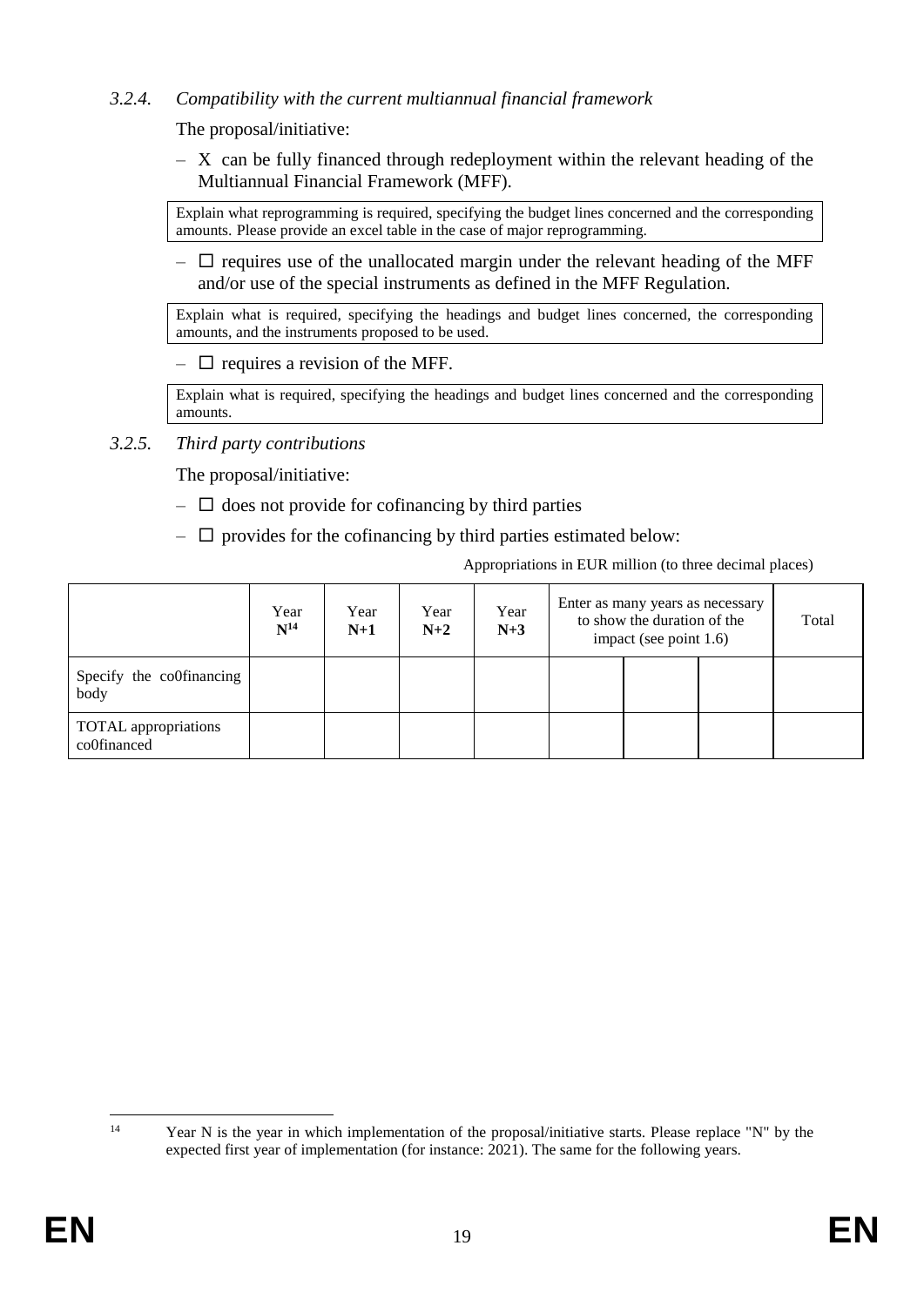### 3.2.4. *Compatibility with the current multiannual financial framework*

The proposal/initiative:

– X can be fully financed through redeployment within the relevant heading of the Multiannual Financial Framework (MFF).

| Explain what reprogramming is required, specifying the budget lines concerned and the corresponding amounts. Please provide an excel table in the case of major reprogramming. |
|---|

– ☐ requires use of the unallocated margin under the relevant heading of the MFF and/or use of the special instruments as defined in the MFF Regulation.

| Explain what is required, specifying the headings and budget lines concerned, the corresponding amounts, and the instruments proposed to be used. |
|---|

– ☐ requires a revision of the MFF.

| Explain what is required, specifying the headings and budget lines concerned and the corresponding amounts. |
|---|

### 3.2.5. *Third party contributions*

The proposal/initiative:

– ☐ does not provide for cofinancing by third parties

– ☐ provides for the cofinancing by third parties estimated below:

Appropriations in EUR million (to three decimal places)

| | Year **N**[14] | Year **N+1** | Year **N+2** | Year **N+3** | Enter as many years as necessary to show the duration of the impact (see point 1.6) | | | Total |
|---|---|---|---|---|---|---|---|---|
| Specify the co0financing body | | | | | | | | |
| TOTAL appropriations co0financed | | | | | | | | |

---

[14] Year N is the year in which implementation of the proposal/initiative starts. Please replace "N" by the expected first year of implementation (for instance: 2021). The same for the following years.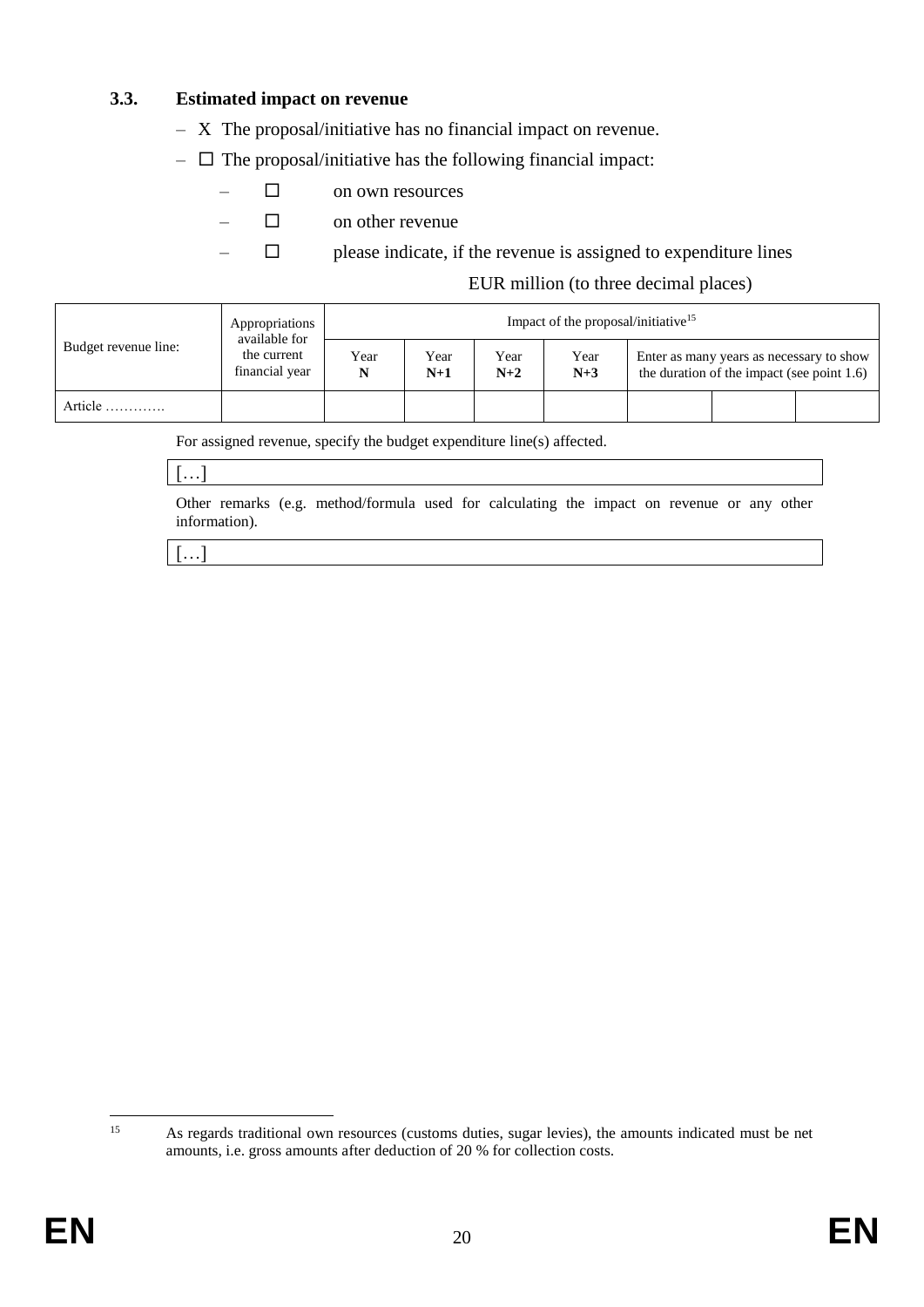### 3.3. Estimated impact on revenue

- X The proposal/initiative has no financial impact on revenue.
- ☐ The proposal/initiative has the following financial impact:
  - ☐ on own resources
  - ☐ on other revenue
  - ☐ please indicate, if the revenue is assigned to expenditure lines

EUR million (to three decimal places)

| Budget revenue line: | Appropriations available for the current financial year | Impact of the proposal/initiative[15] | | | | | | |
|---|---|---|---|---|---|---|---|---|
| | | Year **N** | Year **N+1** | Year **N+2** | Year **N+3** | Enter as many years as necessary to show the duration of the impact (see point 1.6) | | |
| Article …………. | | | | | | | | |

For assigned revenue, specify the budget expenditure line(s) affected.

[…]

Other remarks (e.g. method/formula used for calculating the impact on revenue or any other information).

[…]

---

[15] As regards traditional own resources (customs duties, sugar levies), the amounts indicated must be net amounts, i.e. gross amounts after deduction of 20 % for collection costs.